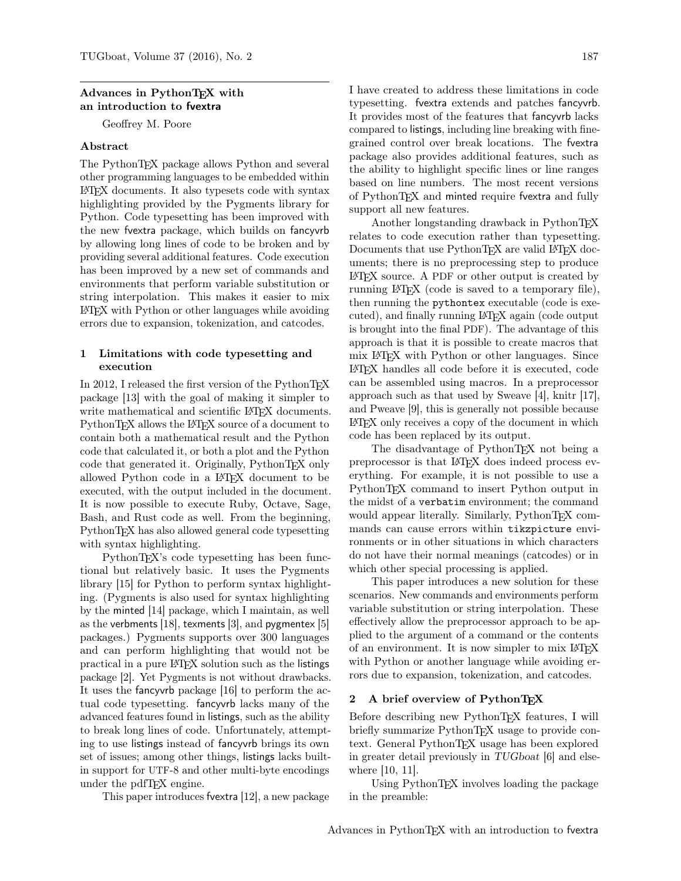## Advances in PythonTeX with an introduction to fvextra

Geoffrey M. Poore

### Abstract

The PythonTeX package allows Python and several other programming languages to be embedded within LaTeX documents. It also typesets code with syntax highlighting provided by the Pygments library for Python. Code typesetting has been improved with the new fvextra package, which builds on fancyvrb by allowing long lines of code to be broken and by providing several additional features. Code execution has been improved by a new set of commands and environments that perform variable substitution or string interpolation. This makes it easier to mix LaTeX with Python or other languages while avoiding errors due to expansion, tokenization, and catcodes.

### 1 Limitations with code typesetting and execution

In 2012, I released the first version of the PythonTeX package [13] with the goal of making it simpler to write mathematical and scientific LaTeX documents. PythonTeX allows the LaTeX source of a document to contain both a mathematical result and the Python code that calculated it, or both a plot and the Python code that generated it. Originally, PythonTeX only allowed Python code in a LaTeX document to be executed, with the output included in the document. It is now possible to execute Ruby, Octave, Sage, Bash, and Rust code as well. From the beginning, PythonTeX has also allowed general code typesetting with syntax highlighting.

PythonTeX's code typesetting has been functional but relatively basic. It uses the Pygments library [15] for Python to perform syntax highlighting. (Pygments is also used for syntax highlighting by the minted [14] package, which I maintain, as well as the verbments [18], texments [3], and pygmentex [5] packages.) Pygments supports over 300 languages and can perform highlighting that would not be practical in a pure LaTeX solution such as the listings package [2]. Yet Pygments is not without drawbacks. It uses the fancyvrb package [16] to perform the actual code typesetting. fancyvrb lacks many of the advanced features found in listings, such as the ability to break long lines of code. Unfortunately, attempting to use listings instead of fancyvrb brings its own set of issues; among other things, listings lacks built-in support for UTF-8 and other multi-byte encodings under the pdfTeX engine.

This paper introduces fvextra [12], a new package I have created to address these limitations in code typesetting. fvextra extends and patches fancyvrb. It provides most of the features that fancyvrb lacks compared to listings, including line breaking with fine-grained control over break locations. The fvextra package also provides additional features, such as the ability to highlight specific lines or line ranges based on line numbers. The most recent versions of PythonTeX and minted require fvextra and fully support all new features.

Another longstanding drawback in PythonTeX relates to code execution rather than typesetting. Documents that use PythonTeX are valid LaTeX documents; there is no preprocessing step to produce LaTeX source. A PDF or other output is created by running LaTeX (code is saved to a temporary file), then running the `pythontex` executable (code is executed), and finally running LaTeX again (code output is brought into the final PDF). The advantage of this approach is that it is possible to create macros that mix LaTeX with Python or other languages. Since LaTeX handles all code before it is executed, code can be assembled using macros. In a preprocessor approach such as that used by Sweave [4], knitr [17], and Pweave [9], this is generally not possible because LaTeX only receives a copy of the document in which code has been replaced by its output.

The disadvantage of PythonTeX not being a preprocessor is that LaTeX does indeed process everything. For example, it is not possible to use a PythonTeX command to insert Python output in the midst of a `verbatim` environment; the command would appear literally. Similarly, PythonTeX commands can cause errors within `tikzpicture` environments or in other situations in which characters do not have their normal meanings (catcodes) or in which other special processing is applied.

This paper introduces a new solution for these scenarios. New commands and environments perform variable substitution or string interpolation. These effectively allow the preprocessor approach to be applied to the argument of a command or the contents of an environment. It is now simpler to mix LaTeX with Python or another language while avoiding errors due to expansion, tokenization, and catcodes.

### 2 A brief overview of PythonTeX

Before describing new PythonTeX features, I will briefly summarize PythonTeX usage to provide context. General PythonTeX usage has been explored in greater detail previously in *TUGboat* [6] and elsewhere [10, 11].

Using PythonTeX involves loading the package in the preamble: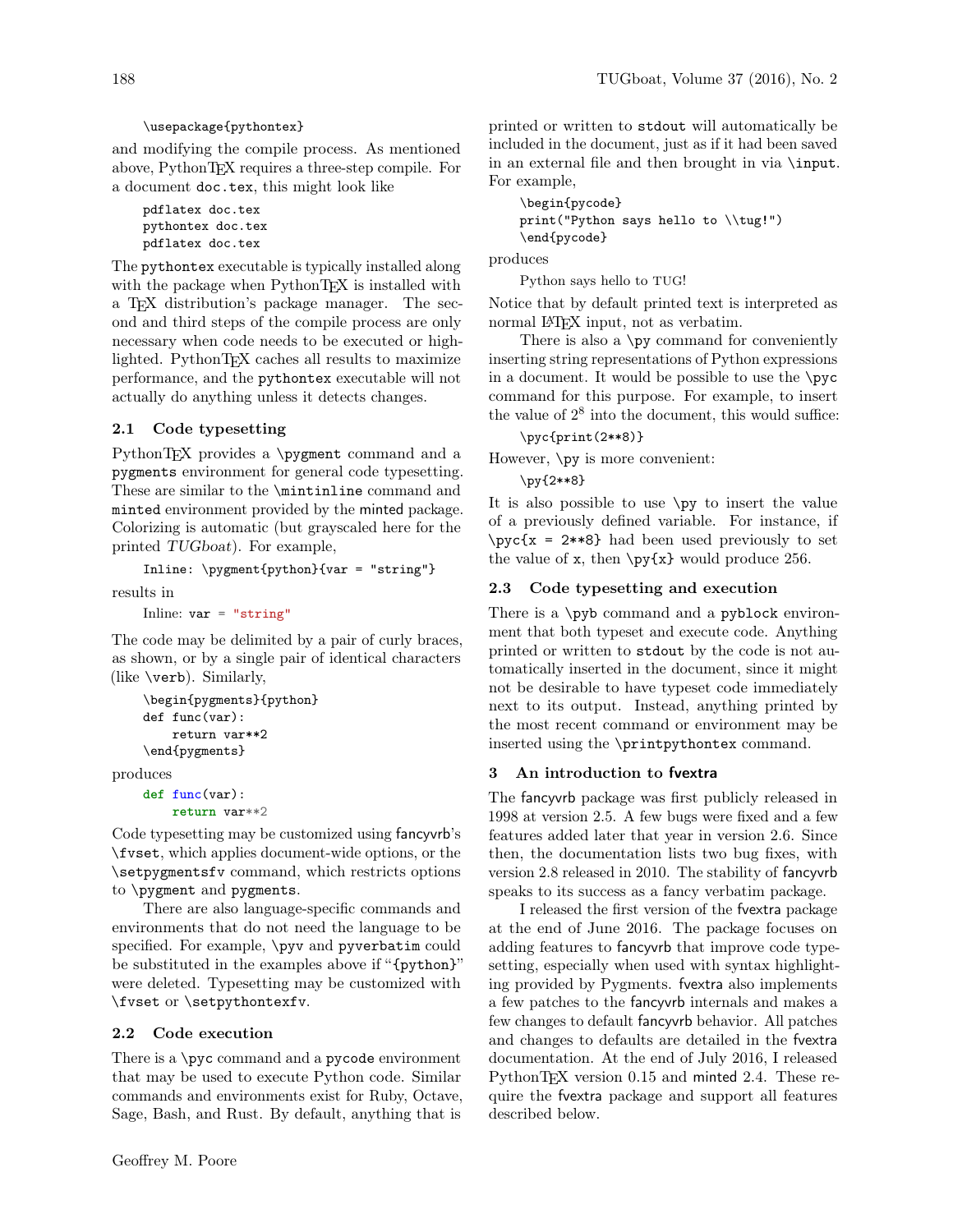```
\usepackage{pythontex}
```

and modifying the compile process. As mentioned above, PythonTEX requires a three-step compile. For a document doc.tex, this might look like

```
pdflatex doc.tex
pythontex doc.tex
pdflatex doc.tex
```

The pythontex executable is typically installed along with the package when PythonTEX is installed with a TEX distribution's package manager. The second and third steps of the compile process are only necessary when code needs to be executed or highlighted. PythonTEX caches all results to maximize performance, and the pythontex executable will not actually do anything unless it detects changes.

### 2.1 Code typesetting

PythonTEX provides a \pygment command and a pygments environment for general code typesetting. These are similar to the \mintinline command and minted environment provided by the minted package. Colorizing is automatic (but grayscaled here for the printed *TUGboat*). For example,

```
Inline: \pygment{python}{var = "string"}
```

results in

Inline: var = "string"

The code may be delimited by a pair of curly braces, as shown, or by a single pair of identical characters (like \verb). Similarly,

```
\begin{pygments}{python}
def func(var):
    return var**2
\end{pygments}
```

produces

```
def func(var):
    return var**2
```

Code typesetting may be customized using fancyvrb's \fvset, which applies document-wide options, or the \setpygmentsfv command, which restricts options to \pygment and pygments.

There are also language-specific commands and environments that do not need the language to be specified. For example, \pyv and pyverbatim could be substituted in the examples above if "{python}" were deleted. Typesetting may be customized with \fvset or \setpythontexfv.

### 2.2 Code execution

There is a \pyc command and a pycode environment that may be used to execute Python code. Similar commands and environments exist for Ruby, Octave, Sage, Bash, and Rust. By default, anything that is printed or written to stdout will automatically be included in the document, just as if it had been saved in an external file and then brought in via \input. For example,

```
\begin{pycode}
print("Python says hello to \\tug!")
\end{pycode}
```

produces

Python says hello to TUG!

Notice that by default printed text is interpreted as normal LATEX input, not as verbatim.

There is also a \py command for conveniently inserting string representations of Python expressions in a document. It would be possible to use the \pyc command for this purpose. For example, to insert the value of $2^8$ into the document, this would suffice:

```
\pyc{print(2**8)}
```

However, \py is more convenient:

```
\py{2**8}
```

It is also possible to use \py to insert the value of a previously defined variable. For instance, if \pyc{x = 2**8} had been used previously to set the value of x, then \py{x} would produce 256.

### 2.3 Code typesetting and execution

There is a \pyb command and a pyblock environment that both typeset and execute code. Anything printed or written to stdout by the code is not automatically inserted in the document, since it might not be desirable to have typeset code immediately next to its output. Instead, anything printed by the most recent command or environment may be inserted using the \printpythontex command.

## 3 An introduction to fvextra

The fancyvrb package was first publicly released in 1998 at version 2.5. A few bugs were fixed and a few features added later that year in version 2.6. Since then, the documentation lists two bug fixes, with version 2.8 released in 2010. The stability of fancyvrb speaks to its success as a fancy verbatim package.

I released the first version of the fvextra package at the end of June 2016. The package focuses on adding features to fancyvrb that improve code typesetting, especially when used with syntax highlighting provided by Pygments. fvextra also implements a few patches to the fancyvrb internals and makes a few changes to default fancyvrb behavior. All patches and changes to defaults are detailed in the fvextra documentation. At the end of July 2016, I released PythonTEX version 0.15 and minted 2.4. These require the fvextra package and support all features described below.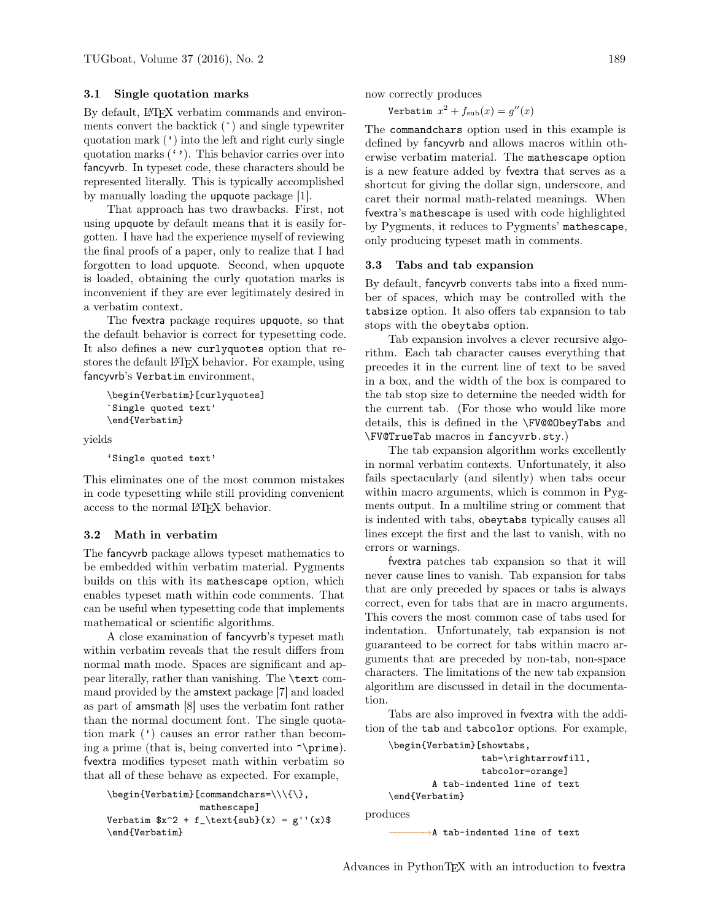### 3.1 Single quotation marks

By default, LaTeX verbatim commands and environments convert the backtick (`) and single typewriter quotation mark (') into the left and right curly single quotation marks (‘’). This behavior carries over into fancyvrb. In typeset code, these characters should be represented literally. This is typically accomplished by manually loading the upquote package [1].

That approach has two drawbacks. First, not using upquote by default means that it is easily forgotten. I have had the experience myself of reviewing the final proofs of a paper, only to realize that I had forgotten to load upquote. Second, when upquote is loaded, obtaining the curly quotation marks is inconvenient if they are ever legitimately desired in a verbatim context.

The fvextra package requires upquote, so that the default behavior is correct for typesetting code. It also defines a new `curlyquotes` option that restores the default LaTeX behavior. For example, using fancyvrb's `Verbatim` environment,

```
\begin{Verbatim}[curlyquotes]
`Single quoted text'
\end{Verbatim}
```

yields

```
‘Single quoted text’
```

This eliminates one of the most common mistakes in code typesetting while still providing convenient access to the normal LaTeX behavior.

### 3.2 Math in verbatim

The fancyvrb package allows typeset mathematics to be embedded within verbatim material. Pygments builds on this with its `mathescape` option, which enables typeset math within code comments. That can be useful when typesetting code that implements mathematical or scientific algorithms.

A close examination of fancyvrb's typeset math within verbatim reveals that the result differs from normal math mode. Spaces are significant and appear literally, rather than vanishing. The `\text` command provided by the amstext package [7] and loaded as part of amsmath [8] uses the verbatim font rather than the normal document font. The single quotation mark (') causes an error rather than becoming a prime (that is, being converted into `^\prime`). fvextra modifies typeset math within verbatim so that all of these behave as expected. For example,

```
\begin{Verbatim}[commandchars=\\\{\},
                 mathescape]
Verbatim $x^2 + f_\text{sub}(x) = g''(x)$
\end{Verbatim}
```

now correctly produces

`Verbatim` $x^2 + f_{\text{sub}}(x) = g''(x)$

The `commandchars` option used in this example is defined by fancyvrb and allows macros within otherwise verbatim material. The `mathescape` option is a new feature added by fvextra that serves as a shortcut for giving the dollar sign, underscore, and caret their normal math-related meanings. When fvextra's `mathescape` is used with code highlighted by Pygments, it reduces to Pygments' `mathescape`, only producing typeset math in comments.

### 3.3 Tabs and tab expansion

By default, fancyvrb converts tabs into a fixed number of spaces, which may be controlled with the `tabsize` option. It also offers tab expansion to tab stops with the `obeytabs` option.

Tab expansion involves a clever recursive algorithm. Each tab character causes everything that precedes it in the current line of text to be saved in a box, and the width of the box is compared to the tab stop size to determine the needed width for the current tab. (For those who would like more details, this is defined in the `\FV@@ObeyTabs` and `\FV@TrueTab` macros in `fancyvrb.sty`.)

The tab expansion algorithm works excellently in normal verbatim contexts. Unfortunately, it also fails spectacularly (and silently) when tabs occur within macro arguments, which is common in Pygments output. In a multiline string or comment that is indented with tabs, `obeytabs` typically causes all lines except the first and the last to vanish, with no errors or warnings.

fvextra patches tab expansion so that it will never cause lines to vanish. Tab expansion for tabs that are only preceded by spaces or tabs is always correct, even for tabs that are in macro arguments. This covers the most common case of tabs used for indentation. Unfortunately, tab expansion is not guaranteed to be correct for tabs within macro arguments that are preceded by non-tab, non-space characters. The limitations of the new tab expansion algorithm are discussed in detail in the documentation.

Tabs are also improved in fvextra with the addition of the `tab` and `tabcolor` options. For example,

```
\begin{Verbatim}[showtabs,
                 tab=\rightarrowfill,
                 tabcolor=orange]
        A tab-indented line of text
\end{Verbatim}
```

produces

```
——————→A tab-indented line of text
```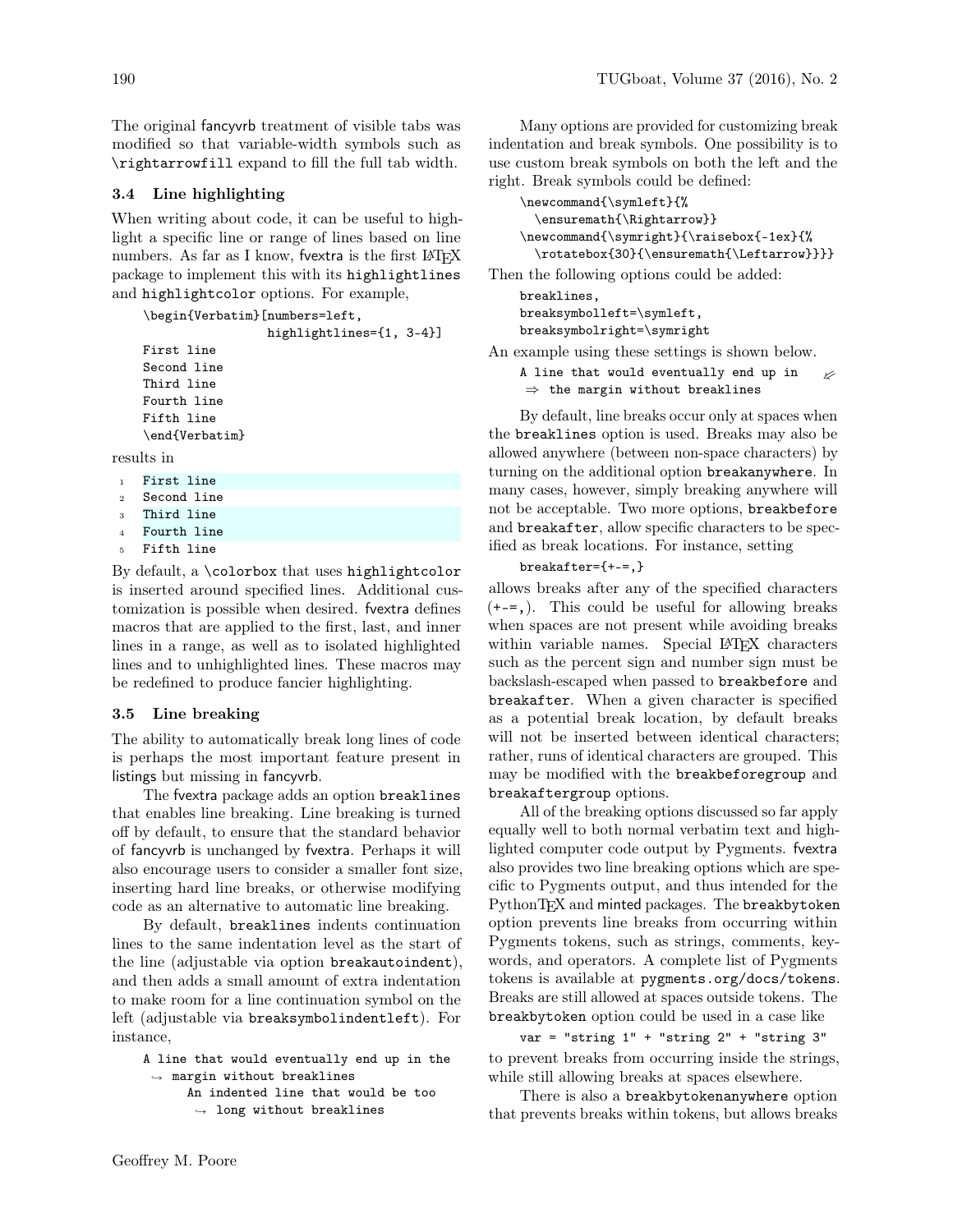The original fancyvrb treatment of visible tabs was modified so that variable-width symbols such as `\rightarrowfill` expand to fill the full tab width.

### 3.4 Line highlighting

When writing about code, it can be useful to highlight a specific line or range of lines based on line numbers. As far as I know, fvextra is the first LaTeX package to implement this with its `highlightlines` and `highlightcolor` options. For example,

```
\begin{Verbatim}[numbers=left,
                 highlightlines={1, 3-4}]
First line
Second line
Third line
Fourth line
Fifth line
\end{Verbatim}
```

results in

```
1  First line
2  Second line
3  Third line
4  Fourth line
5  Fifth line
```

By default, a `\colorbox` that uses `highlightcolor` is inserted around specified lines. Additional customization is possible when desired. fvextra defines macros that are applied to the first, last, and inner lines in a range, as well as to isolated highlighted lines and to unhighlighted lines. These macros may be redefined to produce fancier highlighting.

### 3.5 Line breaking

The ability to automatically break long lines of code is perhaps the most important feature present in listings but missing in fancyvrb.

The fvextra package adds an option `breaklines` that enables line breaking. Line breaking is turned off by default, to ensure that the standard behavior of fancyvrb is unchanged by fvextra. Perhaps it will also encourage users to consider a smaller font size, inserting hard line breaks, or otherwise modifying code as an alternative to automatic line breaking.

By default, `breaklines` indents continuation lines to the same indentation level as the start of the line (adjustable via option `breakautoindent`), and then adds a small amount of extra indentation to make room for a line continuation symbol on the left (adjustable via `breaksymbolindentleft`). For instance,

```
A line that would eventually end up in the
 → margin without breaklines
     An indented line that would be too
      → long without breaklines
```

Many options are provided for customizing break indentation and break symbols. One possibility is to use custom break symbols on both the left and the right. Break symbols could be defined:

```
\newcommand{\symleft}{%
  \ensuremath{\Rightarrow}}
\newcommand{\symright}{\raisebox{-1ex}{%
  \rotatebox{30}{\ensuremath{\Leftarrow}}}}
```

Then the following options could be added:

```
breaklines,
breaksymbolleft=\symleft,
breaksymbolright=\symright
```

An example using these settings is shown below.

```
A line that would eventually end up in    ⇐
 ⇒ the margin without breaklines
```

By default, line breaks occur only at spaces when the `breaklines` option is used. Breaks may also be allowed anywhere (between non-space characters) by turning on the additional option `breakanywhere`. In many cases, however, simply breaking anywhere will not be acceptable. Two more options, `breakbefore` and `breakafter`, allow specific characters to be specified as break locations. For instance, setting

```
breakafter={+-=,}
```

allows breaks after any of the specified characters (`+-=,`). This could be useful for allowing breaks when spaces are not present while avoiding breaks within variable names. Special LaTeX characters such as the percent sign and number sign must be backslash-escaped when passed to `breakbefore` and `breakafter`. When a given character is specified as a potential break location, by default breaks will not be inserted between identical characters; rather, runs of identical characters are grouped. This may be modified with the `breakbeforegroup` and `breakaftergroup` options.

All of the breaking options discussed so far apply equally well to both normal verbatim text and highlighted computer code output by Pygments. fvextra also provides two line breaking options which are specific to Pygments output, and thus intended for the PythonTeX and minted packages. The `breakbytoken` option prevents line breaks from occurring within Pygments tokens, such as strings, comments, keywords, and operators. A complete list of Pygments tokens is available at `pygments.org/docs/tokens`. Breaks are still allowed at spaces outside tokens. The `breakbytoken` option could be used in a case like

```
var = "string 1" + "string 2" + "string 3"
```

to prevent breaks from occurring inside the strings, while still allowing breaks at spaces elsewhere.

There is also a `breakbytokenanywhere` option that prevents breaks within tokens, but allows breaks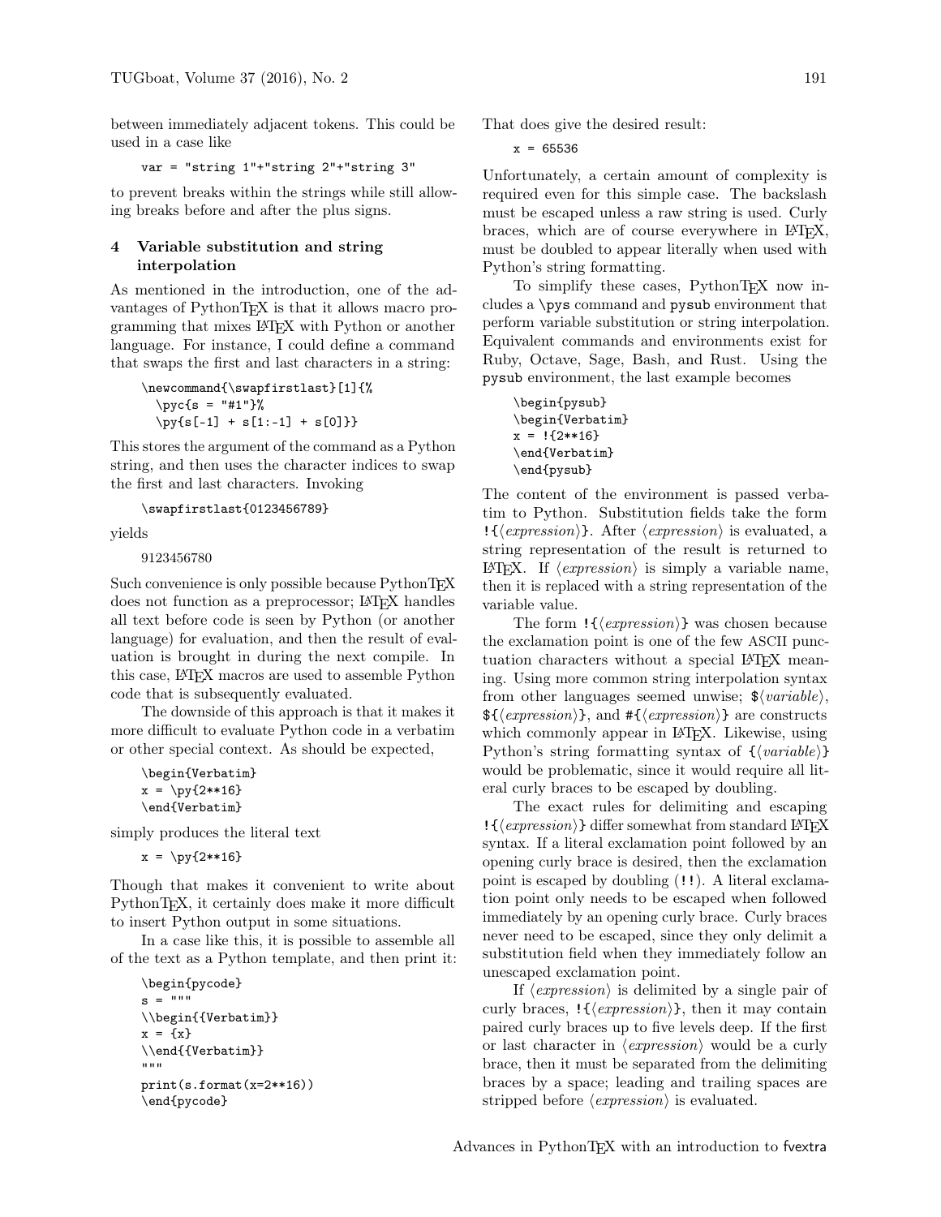between immediately adjacent tokens. This could be used in a case like

```
var = "string 1"+"string 2"+"string 3"
```

to prevent breaks within the strings while still allowing breaks before and after the plus signs.

## 4 Variable substitution and string interpolation

As mentioned in the introduction, one of the advantages of PythonTEX is that it allows macro programming that mixes LATEX with Python or another language. For instance, I could define a command that swaps the first and last characters in a string:

```
\newcommand{\swapfirstlast}[1]{%
  \pyc{s = "#1"}%
  \py{s[-1] + s[1:-1] + s[0]}}
```

This stores the argument of the command as a Python string, and then uses the character indices to swap the first and last characters. Invoking

```
\swapfirstlast{0123456789}
```

yields

9123456780

Such convenience is only possible because PythonTEX does not function as a preprocessor; LATEX handles all text before code is seen by Python (or another language) for evaluation, and then the result of evaluation is brought in during the next compile. In this case, LATEX macros are used to assemble Python code that is subsequently evaluated.

The downside of this approach is that it makes it more difficult to evaluate Python code in a verbatim or other special context. As should be expected,

```
\begin{Verbatim}
x = \py{2**16}
\end{Verbatim}
```

simply produces the literal text

```
x = \py{2**16}
```

Though that makes it convenient to write about PythonTEX, it certainly does make it more difficult to insert Python output in some situations.

In a case like this, it is possible to assemble all of the text as a Python template, and then print it:

```
\begin{pycode}
s = """
\\begin{{Verbatim}}
x = {x}
\\end{{Verbatim}}
"""
print(s.format(x=2**16))
\end{pycode}
```

That does give the desired result:

```
x = 65536
```

Unfortunately, a certain amount of complexity is required even for this simple case. The backslash must be escaped unless a raw string is used. Curly braces, which are of course everywhere in LATEX, must be doubled to appear literally when used with Python's string formatting.

To simplify these cases, PythonTEX now includes a `\pys` command and `pysub` environment that perform variable substitution or string interpolation. Equivalent commands and environments exist for Ruby, Octave, Sage, Bash, and Rust. Using the `pysub` environment, the last example becomes

```
\begin{pysub}
\begin{Verbatim}
x = !{2**16}
\end{Verbatim}
\end{pysub}
```

The content of the environment is passed verbatim to Python. Substitution fields take the form `!{`⟨*expression*⟩`}`. After ⟨*expression*⟩ is evaluated, a string representation of the result is returned to LATEX. If ⟨*expression*⟩ is simply a variable name, then it is replaced with a string representation of the variable value.

The form `!{`⟨*expression*⟩`}` was chosen because the exclamation point is one of the few ASCII punctuation characters without a special LATEX meaning. Using more common string interpolation syntax from other languages seemed unwise; `$`⟨*variable*⟩, `${`⟨*expression*⟩`}`, and `#{`⟨*expression*⟩`}` are constructs which commonly appear in LATEX. Likewise, using Python's string formatting syntax of `{`⟨*variable*⟩`}` would be problematic, since it would require all literal curly braces to be escaped by doubling.

The exact rules for delimiting and escaping `!{`⟨*expression*⟩`}` differ somewhat from standard LATEX syntax. If a literal exclamation point followed by an opening curly brace is desired, then the exclamation point is escaped by doubling (`!!`). A literal exclamation point only needs to be escaped when followed immediately by an opening curly brace. Curly braces never need to be escaped, since they only delimit a substitution field when they immediately follow an unescaped exclamation point.

If ⟨*expression*⟩ is delimited by a single pair of curly braces, `!{`⟨*expression*⟩`}`, then it may contain paired curly braces up to five levels deep. If the first or last character in ⟨*expression*⟩ would be a curly brace, then it must be separated from the delimiting braces by a space; leading and trailing spaces are stripped before ⟨*expression*⟩ is evaluated.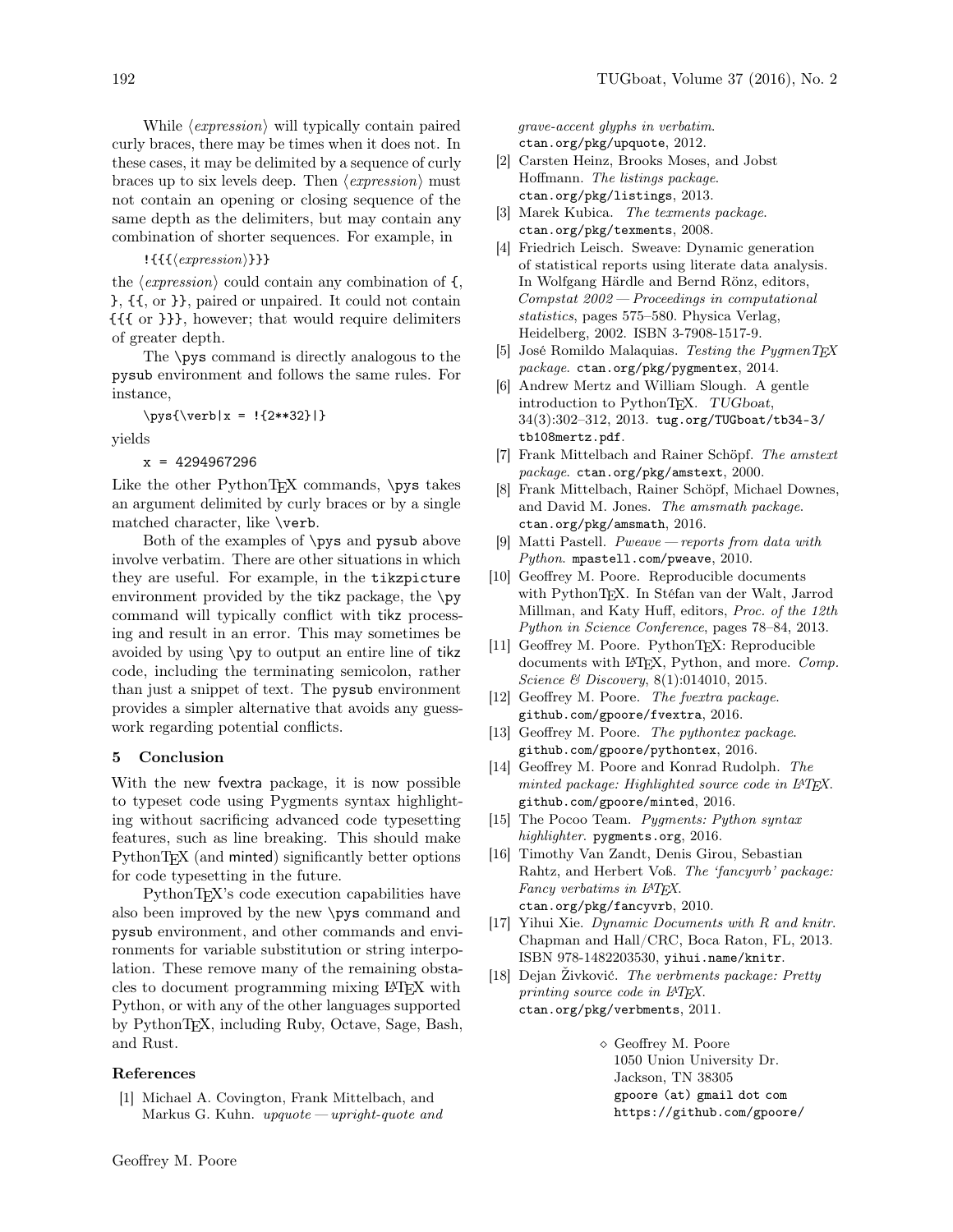While ⟨*expression*⟩ will typically contain paired curly braces, there may be times when it does not. In these cases, it may be delimited by a sequence of curly braces up to six levels deep. Then ⟨*expression*⟩ must not contain an opening or closing sequence of the same depth as the delimiters, but may contain any combination of shorter sequences. For example, in

```
!{{{⟨expression⟩}}}
```

the ⟨*expression*⟩ could contain any combination of `{`, `}`, `{{`, or `}}`, paired or unpaired. It could not contain `{{{` or `}}}`, however; that would require delimiters of greater depth.

The `\pys` command is directly analogous to the `pysub` environment and follows the same rules. For instance,

```
\pys{\verb|x = !{2**32}|}
```

yields

```
x = 4294967296
```

Like the other PythonTeX commands, `\pys` takes an argument delimited by curly braces or by a single matched character, like `\verb`.

Both of the examples of `\pys` and `pysub` above involve verbatim. There are other situations in which they are useful. For example, in the `tikzpicture` environment provided by the `tikz` package, the `\py` command will typically conflict with `tikz` processing and result in an error. This may sometimes be avoided by using `\py` to output an entire line of `tikz` code, including the terminating semicolon, rather than just a snippet of text. The `pysub` environment provides a simpler alternative that avoids any guesswork regarding potential conflicts.

## 5 Conclusion

With the new fvextra package, it is now possible to typeset code using Pygments syntax highlighting without sacrificing advanced code typesetting features, such as line breaking. This should make PythonTeX (and minted) significantly better options for code typesetting in the future.

PythonTeX's code execution capabilities have also been improved by the new `\pys` command and `pysub` environment, and other commands and environments for variable substitution or string interpolation. These remove many of the remaining obstacles to document programming mixing LaTeX with Python, or with any of the other languages supported by PythonTeX, including Ruby, Octave, Sage, Bash, and Rust.

### References

[1] Michael A. Covington, Frank Mittelbach, and Markus G. Kuhn. *upquote — upright-quote and grave-accent glyphs in verbatim*. `ctan.org/pkg/upquote`, 2012.

[2] Carsten Heinz, Brooks Moses, and Jobst Hoffmann. *The listings package*. `ctan.org/pkg/listings`, 2013.

[3] Marek Kubica. *The texments package*. `ctan.org/pkg/texments`, 2008.

[4] Friedrich Leisch. Sweave: Dynamic generation of statistical reports using literate data analysis. In Wolfgang Härdle and Bernd Rönz, editors, *Compstat 2002 — Proceedings in computational statistics*, pages 575–580. Physica Verlag, Heidelberg, 2002. ISBN 3-7908-1517-9.

[5] José Romildo Malaquias. *Testing the PygmenTEX package*. `ctan.org/pkg/pygmentex`, 2014.

[6] Andrew Mertz and William Slough. A gentle introduction to PythonTeX. *TUGboat*, 34(3):302–312, 2013. `tug.org/TUGboat/tb34-3/tb108mertz.pdf`.

[7] Frank Mittelbach and Rainer Schöpf. *The amstext package*. `ctan.org/pkg/amstext`, 2000.

[8] Frank Mittelbach, Rainer Schöpf, Michael Downes, and David M. Jones. *The amsmath package*. `ctan.org/pkg/amsmath`, 2016.

[9] Matti Pastell. *Pweave — reports from data with Python*. `mpastell.com/pweave`, 2010.

[10] Geoffrey M. Poore. Reproducible documents with PythonTeX. In Stéfan van der Walt, Jarrod Millman, and Katy Huff, editors, *Proc. of the 12th Python in Science Conference*, pages 78–84, 2013.

[11] Geoffrey M. Poore. PythonTeX: Reproducible documents with LaTeX, Python, and more. *Comp. Science & Discovery*, 8(1):014010, 2015.

[12] Geoffrey M. Poore. *The fvextra package*. `github.com/gpoore/fvextra`, 2016.

[13] Geoffrey M. Poore. *The pythontex package*. `github.com/gpoore/pythontex`, 2016.

[14] Geoffrey M. Poore and Konrad Rudolph. *The minted package: Highlighted source code in LaTeX*. `github.com/gpoore/minted`, 2016.

[15] The Pocoo Team. *Pygments: Python syntax highlighter*. `pygments.org`, 2016.

[16] Timothy Van Zandt, Denis Girou, Sebastian Rahtz, and Herbert Voß. *The 'fancyvrb' package: Fancy verbatims in LaTeX*. `ctan.org/pkg/fancyvrb`, 2010.

[17] Yihui Xie. *Dynamic Documents with R and knitr*. Chapman and Hall/CRC, Boca Raton, FL, 2013. ISBN 978-1482203530, `yihui.name/knitr`.

[18] Dejan Živković. *The verbments package: Pretty printing source code in LaTeX*. `ctan.org/pkg/verbments`, 2011.

◇ Geoffrey M. Poore
1050 Union University Dr.
Jackson, TN 38305
`gpoore (at) gmail dot com`
`https://github.com/gpoore/`